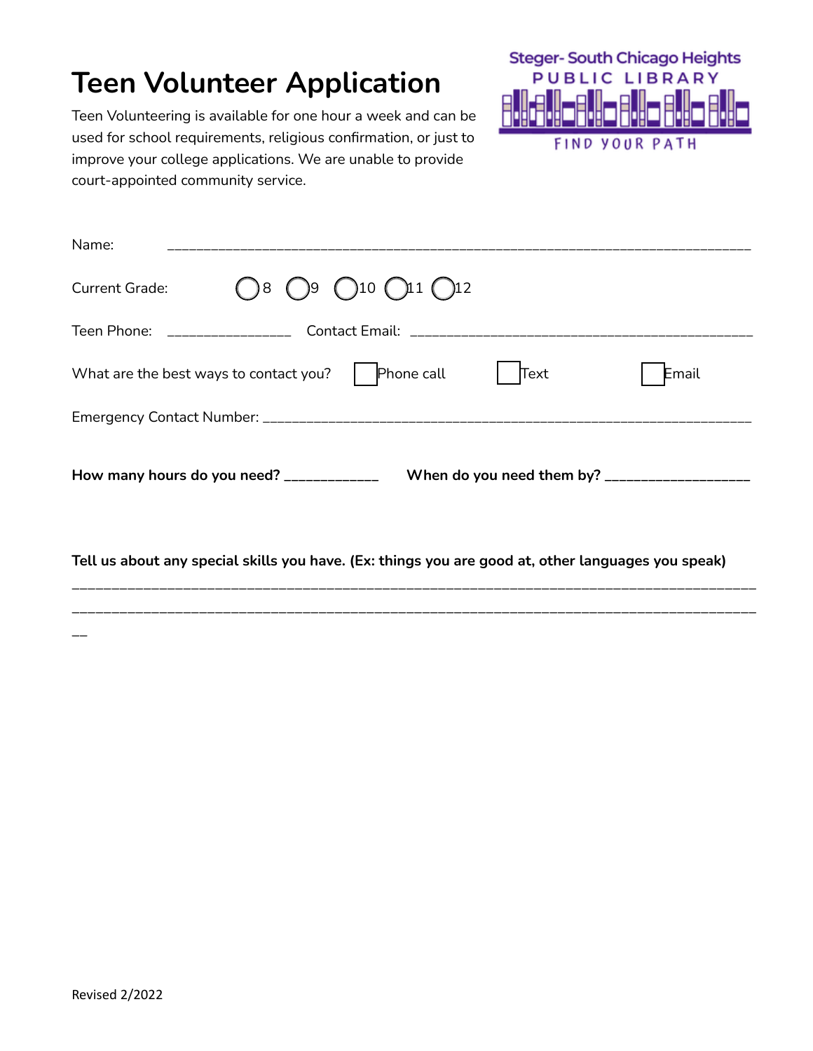# Teen Volunteer Application

Steger- South Chicago Heights
PUBLIC LIBRARY
FIND YOUR PATH

Teen Volunteering is available for one hour a week and can be used for school requirements, religious confirmation, or just to improve your college applications. We are unable to provide court-appointed community service.

Name: ___________________________________________________________________________

Current Grade: ◯ 8 ◯ 9 ◯ 10 ◯ 11 ◯ 12

Teen Phone: ________________ Contact Email: _____________________________________________

What are the best ways to contact you? ☐ Phone call ☐ Text ☐ Email

Emergency Contact Number: ______________________________________________________________

**How many hours do you need?** ____________ **When do you need them by?** __________________

**Tell us about any special skills you have. (Ex: things you are good at, other languages you speak)**

_____________________________________________________________________________________________
_____________________________________________________________________________________________
__

Revised 2/2022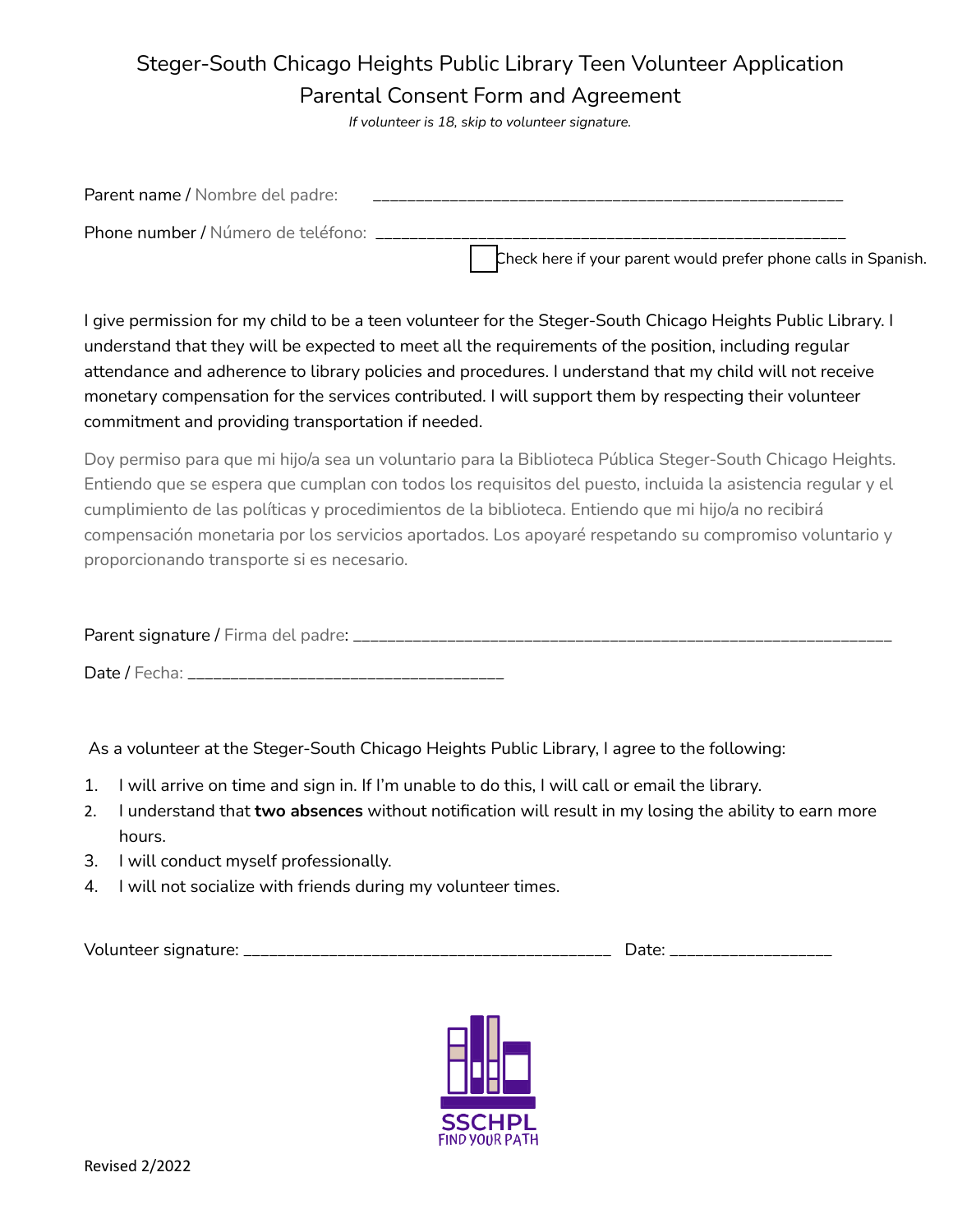# Steger-South Chicago Heights Public Library Teen Volunteer Application
## Parental Consent Form and Agreement

*If volunteer is 18, skip to volunteer signature.*

Parent name / Nombre del padre: _______________________________________________

Phone number / Número de teléfono: _______________________________________________

☐ Check here if your parent would prefer phone calls in Spanish.

I give permission for my child to be a teen volunteer for the Steger-South Chicago Heights Public Library. I understand that they will be expected to meet all the requirements of the position, including regular attendance and adherence to library policies and procedures. I understand that my child will not receive monetary compensation for the services contributed. I will support them by respecting their volunteer commitment and providing transportation if needed.

Doy permiso para que mi hijo/a sea un voluntario para la Biblioteca Pública Steger-South Chicago Heights. Entiendo que se espera que cumplan con todos los requisitos del puesto, incluida la asistencia regular y el cumplimiento de las políticas y procedimientos de la biblioteca. Entiendo que mi hijo/a no recibirá compensación monetaria por los servicios aportados. Los apoyaré respetando su compromiso voluntario y proporcionando transporte si es necesario.

Parent signature / Firma del padre: _______________________________________________

Date / Fecha: ______________________________

As a volunteer at the Steger-South Chicago Heights Public Library, I agree to the following:

1. I will arrive on time and sign in. If I'm unable to do this, I will call or email the library.
2. I understand that **two absences** without notification will result in my losing the ability to earn more hours.
3. I will conduct myself professionally.
4. I will not socialize with friends during my volunteer times.

Volunteer signature: ___________________________________ Date: _______________

SSCHPL
FIND YOUR PATH

Revised 2/2022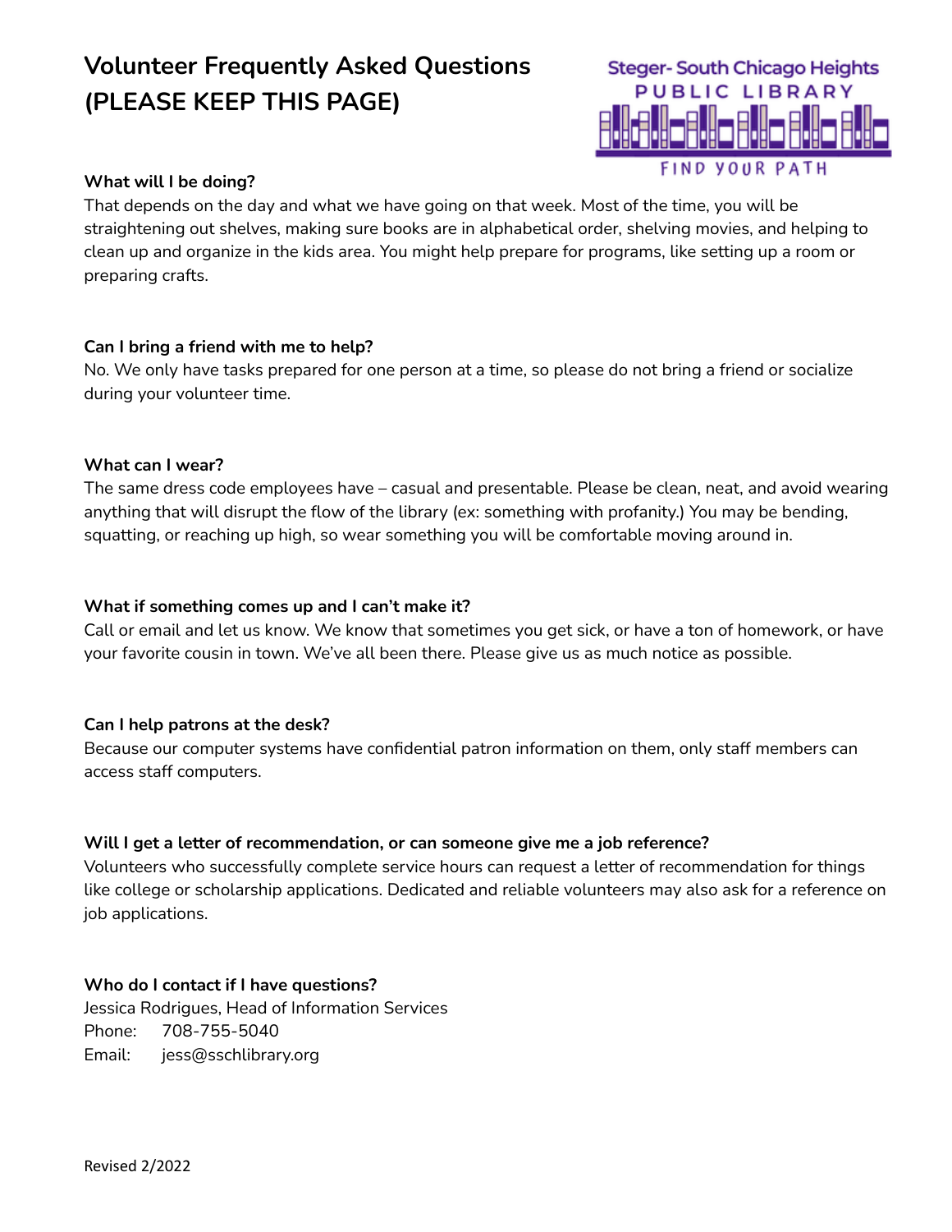# Volunteer Frequently Asked Questions (PLEASE KEEP THIS PAGE)

Steger- South Chicago Heights
PUBLIC LIBRARY
FIND YOUR PATH

**What will I be doing?**
That depends on the day and what we have going on that week. Most of the time, you will be straightening out shelves, making sure books are in alphabetical order, shelving movies, and helping to clean up and organize in the kids area. You might help prepare for programs, like setting up a room or preparing crafts.

**Can I bring a friend with me to help?**
No. We only have tasks prepared for one person at a time, so please do not bring a friend or socialize during your volunteer time.

**What can I wear?**
The same dress code employees have – casual and presentable. Please be clean, neat, and avoid wearing anything that will disrupt the flow of the library (ex: something with profanity.) You may be bending, squatting, or reaching up high, so wear something you will be comfortable moving around in.

**What if something comes up and I can't make it?**
Call or email and let us know. We know that sometimes you get sick, or have a ton of homework, or have your favorite cousin in town. We've all been there. Please give us as much notice as possible.

**Can I help patrons at the desk?**
Because our computer systems have confidential patron information on them, only staff members can access staff computers.

**Will I get a letter of recommendation, or can someone give me a job reference?**
Volunteers who successfully complete service hours can request a letter of recommendation for things like college or scholarship applications. Dedicated and reliable volunteers may also ask for a reference on job applications.

**Who do I contact if I have questions?**
Jessica Rodrigues, Head of Information Services
Phone: 708-755-5040
Email: jess@sschlibrary.org

Revised 2/2022